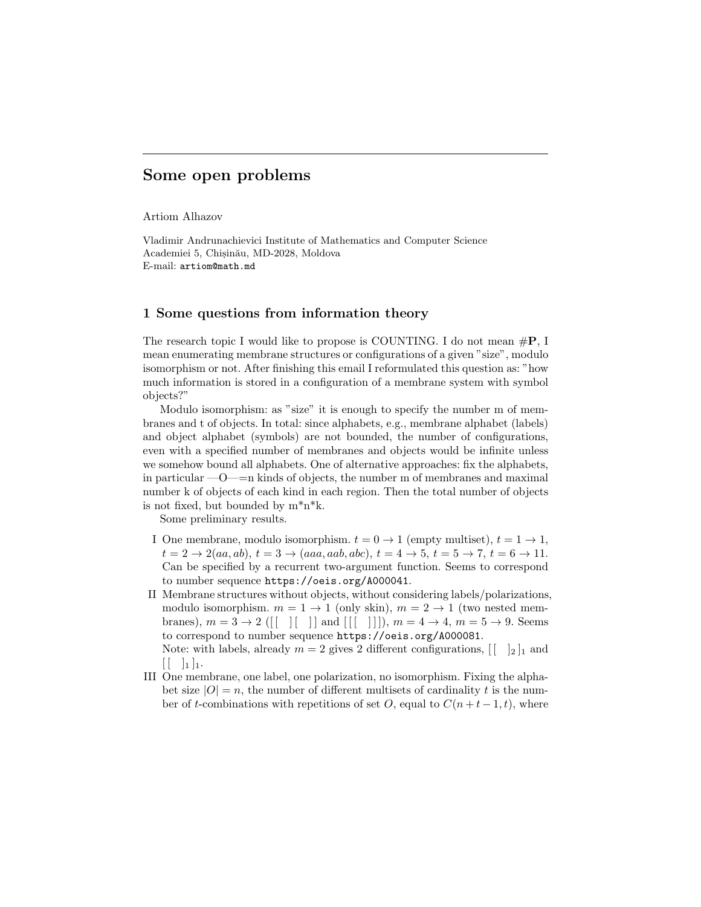# Some open problems

Artiom Alhazov

Vladimir Andrunachievici Institute of Mathematics and Computer Science
Academiei 5, Chișinău, MD-2028, Moldova
E-mail: artiom@math.md

## 1 Some questions from information theory

The research topic I would like to propose is COUNTING. I do not mean #**P**, I mean enumerating membrane structures or configurations of a given "size", modulo isomorphism or not. After finishing this email I reformulated this question as: "how much information is stored in a configuration of a membrane system with symbol objects?"

Modulo isomorphism: as "size" it is enough to specify the number m of membranes and t of objects. In total: since alphabets, e.g., membrane alphabet (labels) and object alphabet (symbols) are not bounded, the number of configurations, even with a specified number of membranes and objects would be infinite unless we somehow bound all alphabets. One of alternative approaches: fix the alphabets, in particular —O—=n kinds of objects, the number m of membranes and maximal number k of objects of each kind in each region. Then the total number of objects is not fixed, but bounded by m*n*k.

Some preliminary results.

- I One membrane, modulo isomorphism. $t = 0 \to 1$ (empty multiset), $t = 1 \to 1$, $t = 2 \to 2(aa, ab)$, $t = 3 \to (aaa, aab, abc)$, $t = 4 \to 5$, $t = 5 \to 7$, $t = 6 \to 11$. Can be specified by a recurrent two-argument function. Seems to correspond to number sequence `https://oeis.org/A000041`.
- II Membrane structures without objects, without considering labels/polarizations, modulo isomorphism. $m = 1 \to 1$ (only skin), $m = 2 \to 1$ (two nested membranes), $m = 3 \to 2$ ($[[\ ][\ ]]$ and $[[[\ ]]]$), $m = 4 \to 4$, $m = 5 \to 9$. Seems to correspond to number sequence `https://oeis.org/A000081`.
  Note: with labels, already $m = 2$ gives 2 different configurations, $[[\ ]_2]_1$ and $[[\ ]_1]_1$.
- III One membrane, one label, one polarization, no isomorphism. Fixing the alphabet size $|O| = n$, the number of different multisets of cardinality $t$ is the number of $t$-combinations with repetitions of set $O$, equal to $C(n+t-1, t)$, where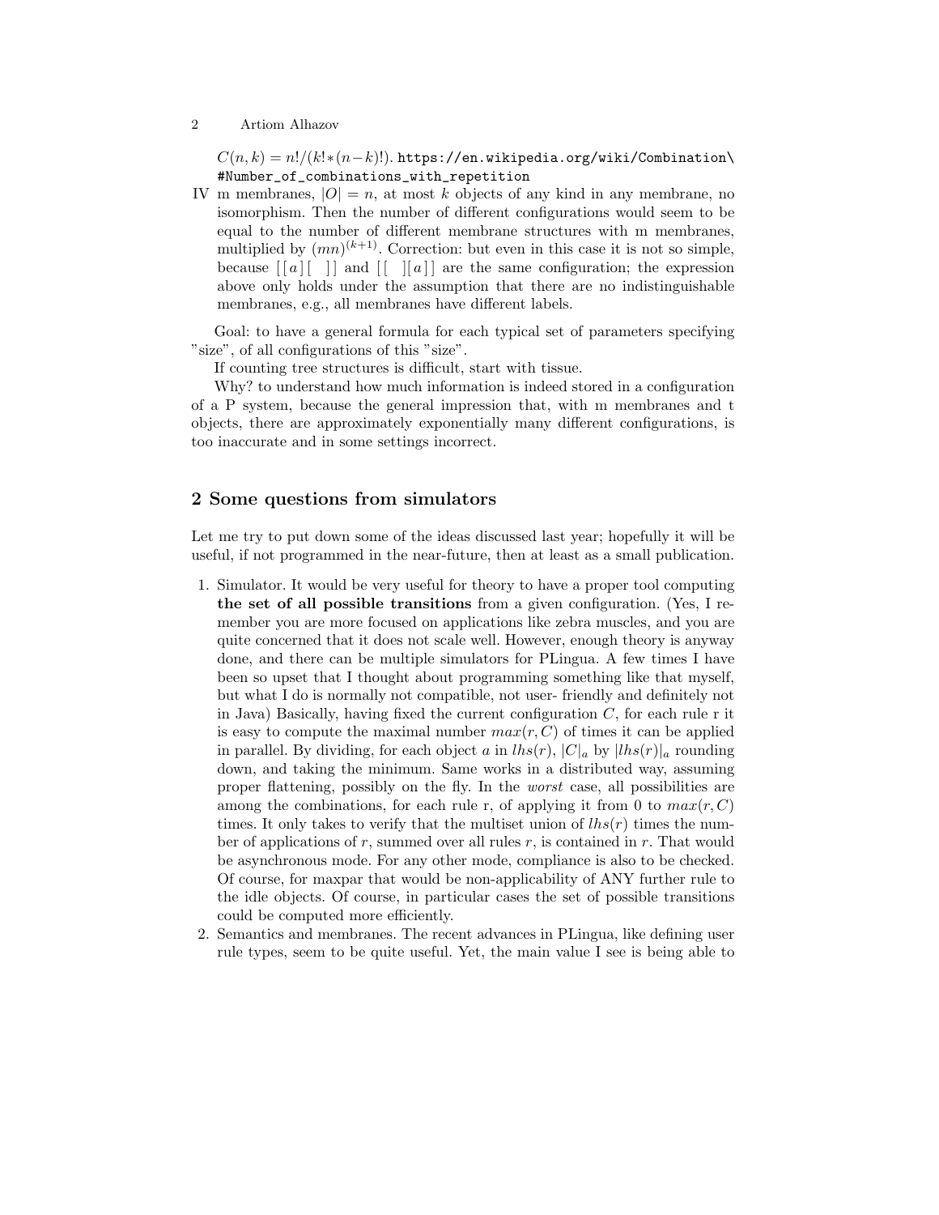$C(n,k) = n!/(k! * (n-k)!)$. https://en.wikipedia.org/wiki/Combination\#Number_of_combinations_with_repetition

IV m membranes, $|O| = n$, at most $k$ objects of any kind in any membrane, no isomorphism. Then the number of different configurations would seem to be equal to the number of different membrane structures with m membranes, multiplied by $(mn)^{(k+1)}$. Correction: but even in this case it is not so simple, because $[\,[\,a\,]\,[\quad]\,]$ and $[\,[\quad]\,[\,a\,]\,]$ are the same configuration; the expression above only holds under the assumption that there are no indistinguishable membranes, e.g., all membranes have different labels.

Goal: to have a general formula for each typical set of parameters specifying "size", of all configurations of this "size".

If counting tree structures is difficult, start with tissue.

Why? to understand how much information is indeed stored in a configuration of a P system, because the general impression that, with m membranes and t objects, there are approximately exponentially many different configurations, is too inaccurate and in some settings incorrect.

## 2 Some questions from simulators

Let me try to put down some of the ideas discussed last year; hopefully it will be useful, if not programmed in the near-future, then at least as a small publication.

1. Simulator. It would be very useful for theory to have a proper tool computing **the set of all possible transitions** from a given configuration. (Yes, I remember you are more focused on applications like zebra muscles, and you are quite concerned that it does not scale well. However, enough theory is anyway done, and there can be multiple simulators for PLingua. A few times I have been so upset that I thought about programming something like that myself, but what I do is normally not compatible, not user- friendly and definitely not in Java) Basically, having fixed the current configuration $C$, for each rule r it is easy to compute the maximal number $max(r, C)$ of times it can be applied in parallel. By dividing, for each object $a$ in $lhs(r)$, $|C|_a$ by $|lhs(r)|_a$ rounding down, and taking the minimum. Same works in a distributed way, assuming proper flattening, possibly on the fly. In the *worst* case, all possibilities are among the combinations, for each rule r, of applying it from 0 to $max(r, C)$ times. It only takes to verify that the multiset union of $lhs(r)$ times the number of applications of $r$, summed over all rules $r$, is contained in $r$. That would be asynchronous mode. For any other mode, compliance is also to be checked. Of course, for maxpar that would be non-applicability of ANY further rule to the idle objects. Of course, in particular cases the set of possible transitions could be computed more efficiently.
2. Semantics and membranes. The recent advances in PLingua, like defining user rule types, seem to be quite useful. Yet, the main value I see is being able to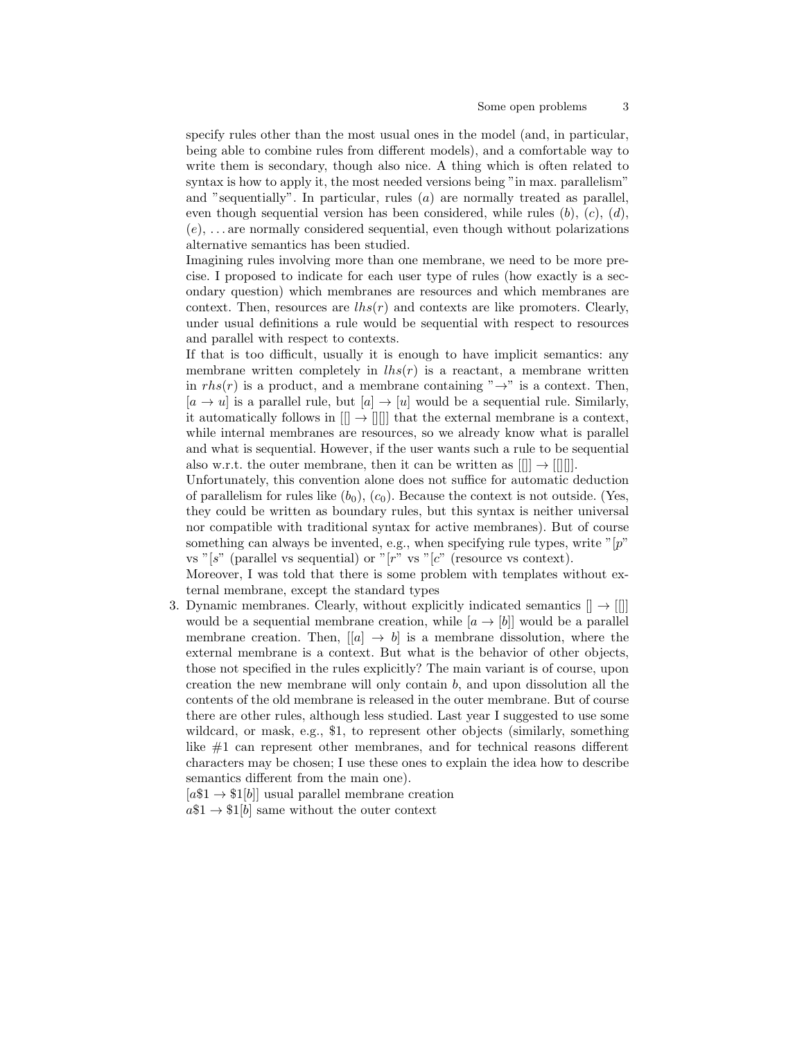specify rules other than the most usual ones in the model (and, in particular, being able to combine rules from different models), and a comfortable way to write them is secondary, though also nice. A thing which is often related to syntax is how to apply it, the most needed versions being "in max. parallelism" and "sequentially". In particular, rules $(a)$ are normally treated as parallel, even though sequential version has been considered, while rules $(b)$, $(c)$, $(d)$, $(e)$, ... are normally considered sequential, even though without polarizations alternative semantics has been studied.

Imagining rules involving more than one membrane, we need to be more precise. I proposed to indicate for each user type of rules (how exactly is a secondary question) which membranes are resources and which membranes are context. Then, resources are $lhs(r)$ and contexts are like promoters. Clearly, under usual definitions a rule would be sequential with respect to resources and parallel with respect to contexts.

If that is too difficult, usually it is enough to have implicit semantics: any membrane written completely in $lhs(r)$ is a reactant, a membrane written in $rhs(r)$ is a product, and a membrane containing "$\rightarrow$" is a context. Then, $[a \rightarrow u]$ is a parallel rule, but $[a] \rightarrow [u]$ would be a sequential rule. Similarly, it automatically follows in $[[] \rightarrow [][]]$ that the external membrane is a context, while internal membranes are resources, so we already know what is parallel and what is sequential. However, if the user wants such a rule to be sequential also w.r.t. the outer membrane, then it can be written as $[[]] \rightarrow [[][]]$.

Unfortunately, this convention alone does not suffice for automatic deduction of parallelism for rules like $(b_0)$, $(c_0)$. Because the context is not outside. (Yes, they could be written as boundary rules, but this syntax is neither universal nor compatible with traditional syntax for active membranes). But of course something can always be invented, e.g., when specifying rule types, write "$[p$" vs "$[s$" (parallel vs sequential) or "$[r$" vs "$[c$" (resource vs context).

Moreover, I was told that there is some problem with templates without external membrane, except the standard types

3. Dynamic membranes. Clearly, without explicitly indicated semantics $[] \rightarrow [[]]$ would be a sequential membrane creation, while $[a \rightarrow [b]]$ would be a parallel membrane creation. Then, $[[a] \rightarrow b]$ is a membrane dissolution, where the external membrane is a context. But what is the behavior of other objects, those not specified in the rules explicitly? The main variant is of course, upon creation the new membrane will only contain $b$, and upon dissolution all the contents of the old membrane is released in the outer membrane. But of course there are other rules, although less studied. Last year I suggested to use some wildcard, or mask, e.g., \$1, to represent other objects (similarly, something like #1 can represent other membranes, and for technical reasons different characters may be chosen; I use these ones to explain the idea how to describe semantics different from the main one).

   $[a\$1 \rightarrow \$1[b]]$ usual parallel membrane creation

   $a\$1 \rightarrow \$1[b]$ same without the outer context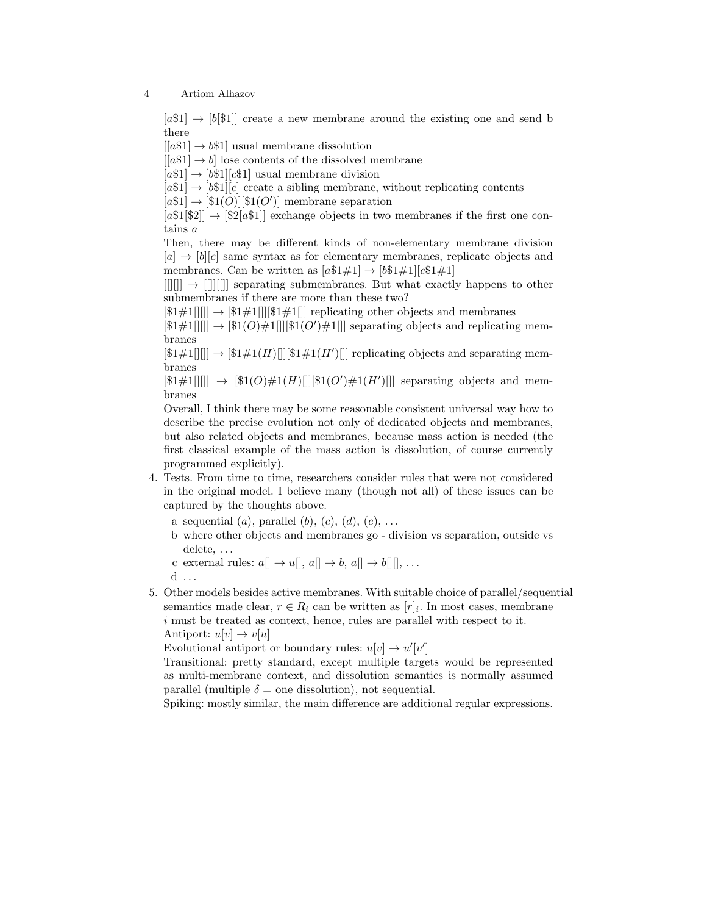$[a\$1] \rightarrow [b[\$1]]$ create a new membrane around the existing one and send b there

$[[a\$1] \rightarrow b\$1]$ usual membrane dissolution

$[[a\$1] \rightarrow b]$ lose contents of the dissolved membrane

$[a\$1] \rightarrow [b\$1][c\$1]$ usual membrane division

$[a\$1] \rightarrow [b\$1][c]$ create a sibling membrane, without replicating contents

$[a\$1] \rightarrow [\$1(O)][\$1(O')]$ membrane separation

$[a\$1[\$2]] \rightarrow [\$2[a\$1]]$ exchange objects in two membranes if the first one contains $a$

Then, there may be different kinds of non-elementary membrane division

$[a] \rightarrow [b][c]$ same syntax as for elementary membranes, replicate objects and membranes. Can be written as $[a\$1\#1] \rightarrow [b\$1\#1][c\$1\#1]$

$[[][]] \rightarrow [[]][[]]$ separating submembranes. But what exactly happens to other submembranes if there are more than these two?

$[\$1\#1[][]] \rightarrow [\$1\#1[]][\$1\#1[]]$ replicating other objects and membranes

$[\$1\#1[][]] \rightarrow [\$1(O)\#1[]][\$1(O')\#1[]]$ separating objects and replicating membranes

$[\$1\#1[][]] \rightarrow [\$1\#1(H)[]][\$1\#1(H')[]]$ replicating objects and separating membranes

$[\$1\#1[][]] \rightarrow [\$1(O)\#1(H)[]][\$1(O')\#1(H')[]]$ separating objects and membranes

Overall, I think there may be some reasonable consistent universal way how to describe the precise evolution not only of dedicated objects and membranes, but also related objects and membranes, because mass action is needed (the first classical example of the mass action is dissolution, of course currently programmed explicitly).

4. Tests. From time to time, researchers consider rules that were not considered in the original model. I believe many (though not all) of these issues can be captured by the thoughts above.
   a sequential $(a)$, parallel $(b)$, $(c)$, $(d)$, $(e)$, ...
   b where other objects and membranes go - division vs separation, outside vs delete, ...
   c external rules: $a[] \rightarrow u[]$, $a[] \rightarrow b$, $a[] \rightarrow b[][]$, ...
   d ...
5. Other models besides active membranes. With suitable choice of parallel/sequential semantics made clear, $r \in R_i$ can be written as $[r]_i$. In most cases, membrane $i$ must be treated as context, hence, rules are parallel with respect to it.

   Antiport: $u[v] \rightarrow v[u]$

   Evolutional antiport or boundary rules: $u[v] \rightarrow u'[v']$

   Transitional: pretty standard, except multiple targets would be represented as multi-membrane context, and dissolution semantics is normally assumed parallel (multiple $\delta$ = one dissolution), not sequential.

   Spiking: mostly similar, the main difference are additional regular expressions.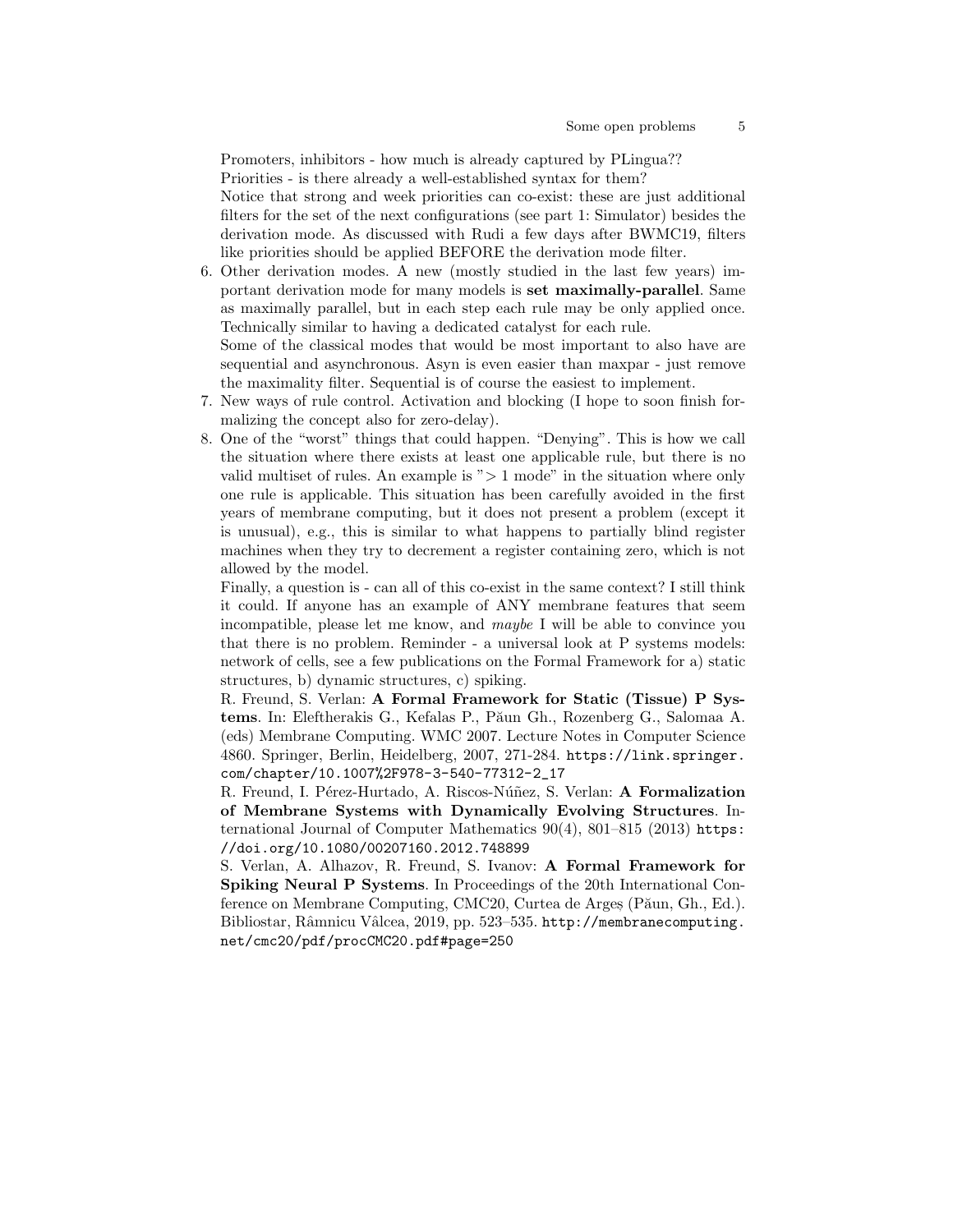Promoters, inhibitors - how much is already captured by PLingua??
Priorities - is there already a well-established syntax for them?
Notice that strong and week priorities can co-exist: these are just additional filters for the set of the next configurations (see part 1: Simulator) besides the derivation mode. As discussed with Rudi a few days after BWMC19, filters like priorities should be applied BEFORE the derivation mode filter.

6. Other derivation modes. A new (mostly studied in the last few years) important derivation mode for many models is **set maximally-parallel**. Same as maximally parallel, but in each step each rule may be only applied once. Technically similar to having a dedicated catalyst for each rule.
   Some of the classical modes that would be most important to also have are sequential and asynchronous. Asyn is even easier than maxpar - just remove the maximality filter. Sequential is of course the easiest to implement.
7. New ways of rule control. Activation and blocking (I hope to soon finish formalizing the concept also for zero-delay).
8. One of the "worst" things that could happen. "Denying". This is how we call the situation where there exists at least one applicable rule, but there is no valid multiset of rules. An example is "$> 1$ mode" in the situation where only one rule is applicable. This situation has been carefully avoided in the first years of membrane computing, but it does not present a problem (except it is unusual), e.g., this is similar to what happens to partially blind register machines when they try to decrement a register containing zero, which is not allowed by the model.
   Finally, a question is - can all of this co-exist in the same context? I still think it could. If anyone has an example of ANY membrane features that seem incompatible, please let me know, and *maybe* I will be able to convince you that there is no problem. Reminder - a universal look at P systems models: network of cells, see a few publications on the Formal Framework for a) static structures, b) dynamic structures, c) spiking.
   R. Freund, S. Verlan: **A Formal Framework for Static (Tissue) P Systems**. In: Eleftherakis G., Kefalas P., Păun Gh., Rozenberg G., Salomaa A. (eds) Membrane Computing. WMC 2007. Lecture Notes in Computer Science 4860. Springer, Berlin, Heidelberg, 2007, 271-284. https://link.springer.com/chapter/10.1007%2F978-3-540-77312-2_17
   R. Freund, I. Pérez-Hurtado, A. Riscos-Núñez, S. Verlan: **A Formalization of Membrane Systems with Dynamically Evolving Structures**. International Journal of Computer Mathematics 90(4), 801–815 (2013) https://doi.org/10.1080/00207160.2012.748899
   S. Verlan, A. Alhazov, R. Freund, S. Ivanov: **A Formal Framework for Spiking Neural P Systems**. In Proceedings of the 20th International Conference on Membrane Computing, CMC20, Curtea de Argeș (Păun, Gh., Ed.). Bibliostar, Râmnicu Vâlcea, 2019, pp. 523–535. http://membranecomputing.net/cmc20/pdf/procCMC20.pdf#page=250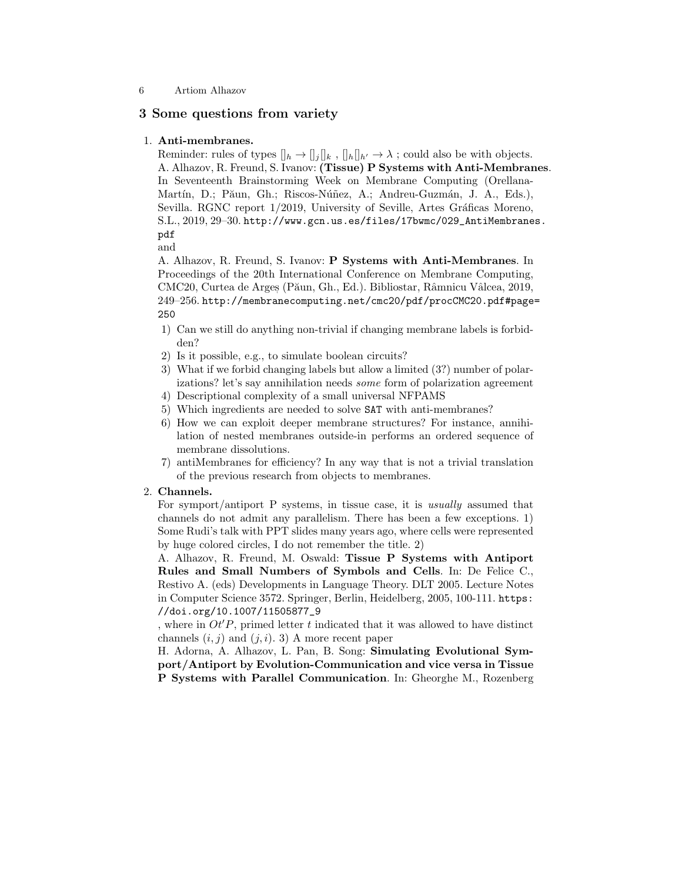## 3 Some questions from variety

1. **Anti-membranes.**

   Reminder: rules of types $[]_h \to []_j[]_k$ , $[]_h[]_{h'} \to \lambda$ ; could also be with objects.
   A. Alhazov, R. Freund, S. Ivanov: **(Tissue) P Systems with Anti-Membranes**. In Seventeenth Brainstorming Week on Membrane Computing (Orellana-Martín, D.; Păun, Gh.; Riscos-Núñez, A.; Andreu-Guzmán, J. A., Eds.), Sevilla. RGNC report 1/2019, University of Seville, Artes Gráficas Moreno, S.L., 2019, 29–30. `http://www.gcn.us.es/files/17bwmc/029_AntiMembranes.pdf`
   and
   A. Alhazov, R. Freund, S. Ivanov: **P Systems with Anti-Membranes**. In Proceedings of the 20th International Conference on Membrane Computing, CMC20, Curtea de Argeș (Păun, Gh., Ed.). Bibliostar, Râmnicu Vâlcea, 2019, 249–256. `http://membranecomputing.net/cmc20/pdf/procCMC20.pdf#page=250`

   1) Can we still do anything non-trivial if changing membrane labels is forbidden?
   2) Is it possible, e.g., to simulate boolean circuits?
   3) What if we forbid changing labels but allow a limited (3?) number of polarizations? let's say annihilation needs *some* form of polarization agreement
   4) Descriptional complexity of a small universal NFPAMS
   5) Which ingredients are needed to solve `SAT` with anti-membranes?
   6) How we can exploit deeper membrane structures? For instance, annihilation of nested membranes outside-in performs an ordered sequence of membrane dissolutions.
   7) antiMembranes for efficiency? In any way that is not a trivial translation of the previous research from objects to membranes.

2. **Channels.**

   For symport/antiport P systems, in tissue case, it is *usually* assumed that channels do not admit any parallelism. There has been a few exceptions. 1) Some Rudi's talk with PPT slides many years ago, where cells were represented by huge colored circles, I do not remember the title. 2)
   A. Alhazov, R. Freund, M. Oswald: **Tissue P Systems with Antiport Rules and Small Numbers of Symbols and Cells**. In: De Felice C., Restivo A. (eds) Developments in Language Theory. DLT 2005. Lecture Notes in Computer Science 3572. Springer, Berlin, Heidelberg, 2005, 100-111. `https://doi.org/10.1007/11505877_9`
   , where in $Ot'P$, primed letter $t$ indicated that it was allowed to have distinct channels $(i, j)$ and $(j, i)$. 3) A more recent paper
   H. Adorna, A. Alhazov, L. Pan, B. Song: **Simulating Evolutional Symport/Antiport by Evolution-Communication and vice versa in Tissue P Systems with Parallel Communication**. In: Gheorghe M., Rozenberg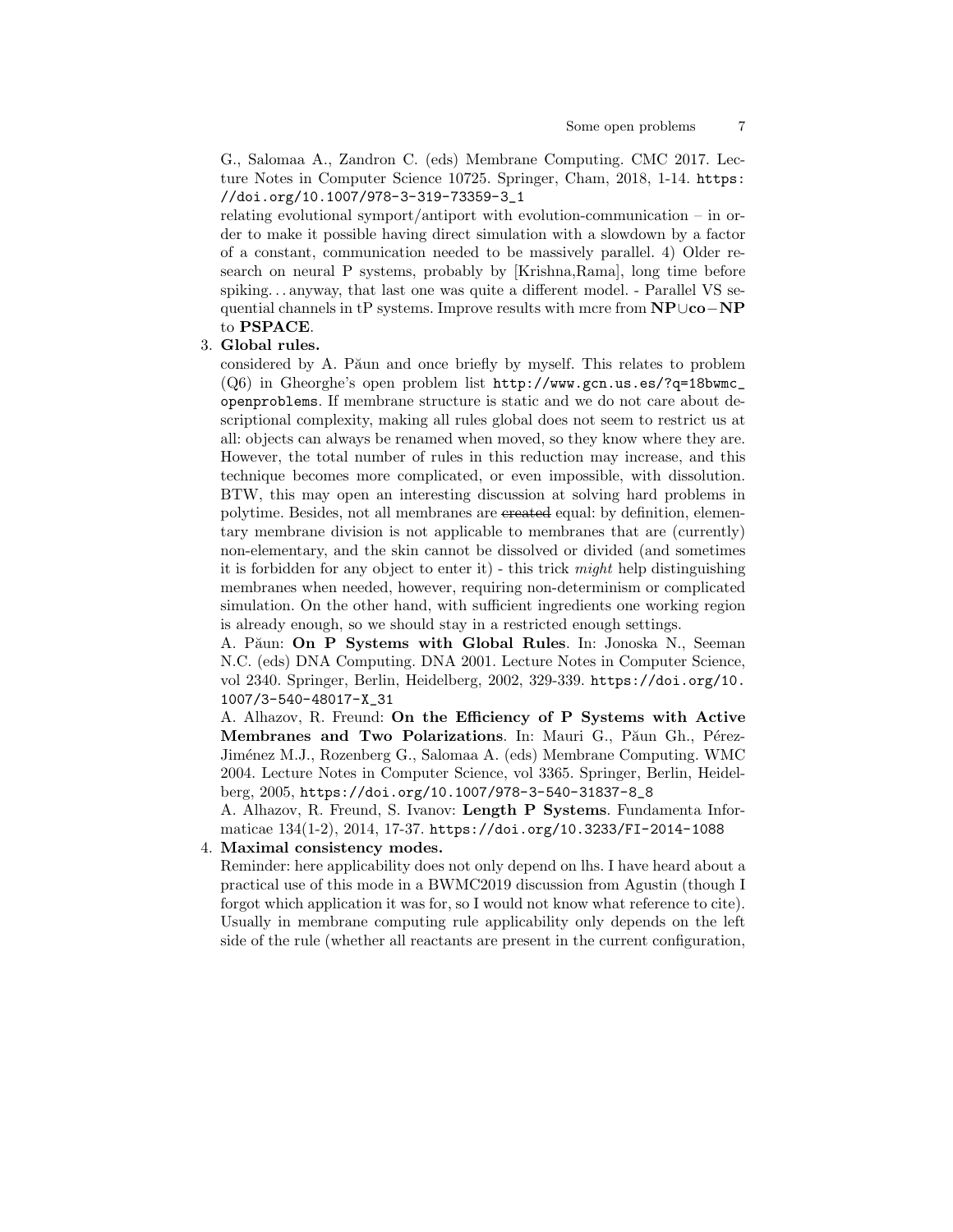G., Salomaa A., Zandron C. (eds) Membrane Computing. CMC 2017. Lecture Notes in Computer Science 10725. Springer, Cham, 2018, 1-14. https://doi.org/10.1007/978-3-319-73359-3_1

relating evolutional symport/antiport with evolution-communication – in order to make it possible having direct simulation with a slowdown by a factor of a constant, communication needed to be massively parallel. 4) Older research on neural P systems, probably by [Krishna,Rama], long time before spiking... anyway, that last one was quite a different model. - Parallel VS sequential channels in tP systems. Improve results with mcre from **NP**$\cup$**co**$-$**NP** to **PSPACE**.

3. **Global rules.**
   considered by A. Păun and once briefly by myself. This relates to problem (Q6) in Gheorghe's open problem list http://www.gcn.us.es/?q=18bwmc_openproblems. If membrane structure is static and we do not care about descriptional complexity, making all rules global does not seem to restrict us at all: objects can always be renamed when moved, so they know where they are. However, the total number of rules in this reduction may increase, and this technique becomes more complicated, or even impossible, with dissolution. BTW, this may open an interesting discussion at solving hard problems in polytime. Besides, not all membranes are ~~created~~ equal: by definition, elementary membrane division is not applicable to membranes that are (currently) non-elementary, and the skin cannot be dissolved or divided (and sometimes it is forbidden for any object to enter it) - this trick *might* help distinguishing membranes when needed, however, requiring non-determinism or complicated simulation. On the other hand, with sufficient ingredients one working region is already enough, so we should stay in a restricted enough settings.
   A. Păun: **On P Systems with Global Rules**. In: Jonoska N., Seeman N.C. (eds) DNA Computing. DNA 2001. Lecture Notes in Computer Science, vol 2340. Springer, Berlin, Heidelberg, 2002, 329-339. https://doi.org/10.1007/3-540-48017-X_31
   A. Alhazov, R. Freund: **On the Efficiency of P Systems with Active Membranes and Two Polarizations**. In: Mauri G., Păun Gh., Pérez-Jiménez M.J., Rozenberg G., Salomaa A. (eds) Membrane Computing. WMC 2004. Lecture Notes in Computer Science, vol 3365. Springer, Berlin, Heidelberg, 2005, https://doi.org/10.1007/978-3-540-31837-8_8
   A. Alhazov, R. Freund, S. Ivanov: **Length P Systems**. Fundamenta Informaticae 134(1-2), 2014, 17-37. https://doi.org/10.3233/FI-2014-1088
4. **Maximal consistency modes.**
   Reminder: here applicability does not only depend on lhs. I have heard about a practical use of this mode in a BWMC2019 discussion from Agustin (though I forgot which application it was for, so I would not know what reference to cite). Usually in membrane computing rule applicability only depends on the left side of the rule (whether all reactants are present in the current configuration,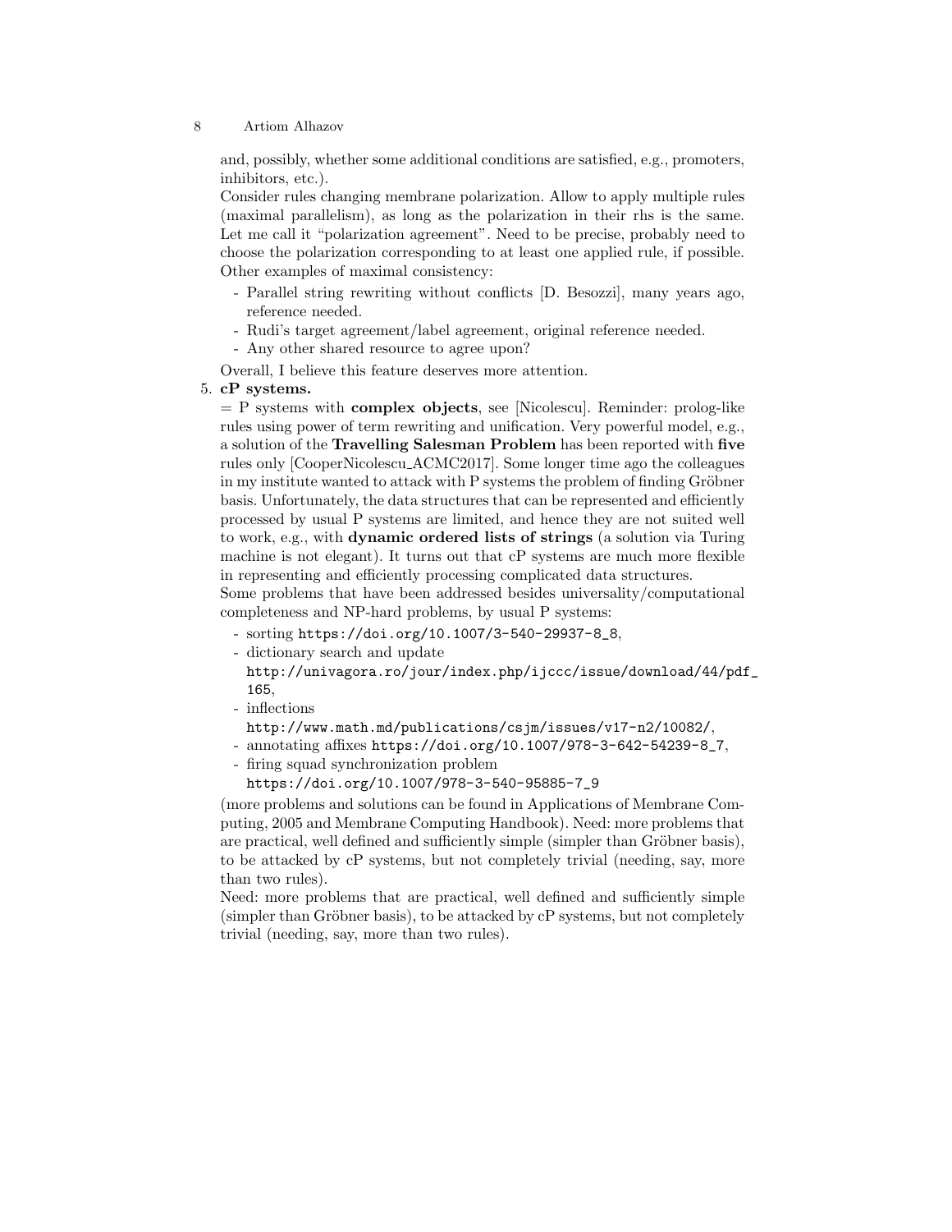and, possibly, whether some additional conditions are satisfied, e.g., promoters, inhibitors, etc.).
Consider rules changing membrane polarization. Allow to apply multiple rules (maximal parallelism), as long as the polarization in their rhs is the same. Let me call it "polarization agreement". Need to be precise, probably need to choose the polarization corresponding to at least one applied rule, if possible.
Other examples of maximal consistency:

- Parallel string rewriting without conflicts [D. Besozzi], many years ago, reference needed.
- Rudi's target agreement/label agreement, original reference needed.
- Any other shared resource to agree upon?

Overall, I believe this feature deserves more attention.

5. **cP systems.**
= P systems with **complex objects**, see [Nicolescu]. Reminder: prolog-like rules using power of term rewriting and unification. Very powerful model, e.g., a solution of the **Travelling Salesman Problem** has been reported with **five** rules only [CooperNicolescu_ACMC2017]. Some longer time ago the colleagues in my institute wanted to attack with P systems the problem of finding Gröbner basis. Unfortunately, the data structures that can be represented and efficiently processed by usual P systems are limited, and hence they are not suited well to work, e.g., with **dynamic ordered lists of strings** (a solution via Turing machine is not elegant). It turns out that cP systems are much more flexible in representing and efficiently processing complicated data structures.
Some problems that have been addressed besides universality/computational completeness and NP-hard problems, by usual P systems:
   - sorting `https://doi.org/10.1007/3-540-29937-8_8`,
   - dictionary search and update `http://univagora.ro/jour/index.php/ijccc/issue/download/44/pdf_165`,
   - inflections `http://www.math.md/publications/csjm/issues/v17-n2/10082/`,
   - annotating affixes `https://doi.org/10.1007/978-3-642-54239-8_7`,
   - firing squad synchronization problem `https://doi.org/10.1007/978-3-540-95885-7_9`

   (more problems and solutions can be found in Applications of Membrane Computing, 2005 and Membrane Computing Handbook). Need: more problems that are practical, well defined and sufficiently simple (simpler than Gröbner basis), to be attacked by cP systems, but not completely trivial (needing, say, more than two rules).
   Need: more problems that are practical, well defined and sufficiently simple (simpler than Gröbner basis), to be attacked by cP systems, but not completely trivial (needing, say, more than two rules).